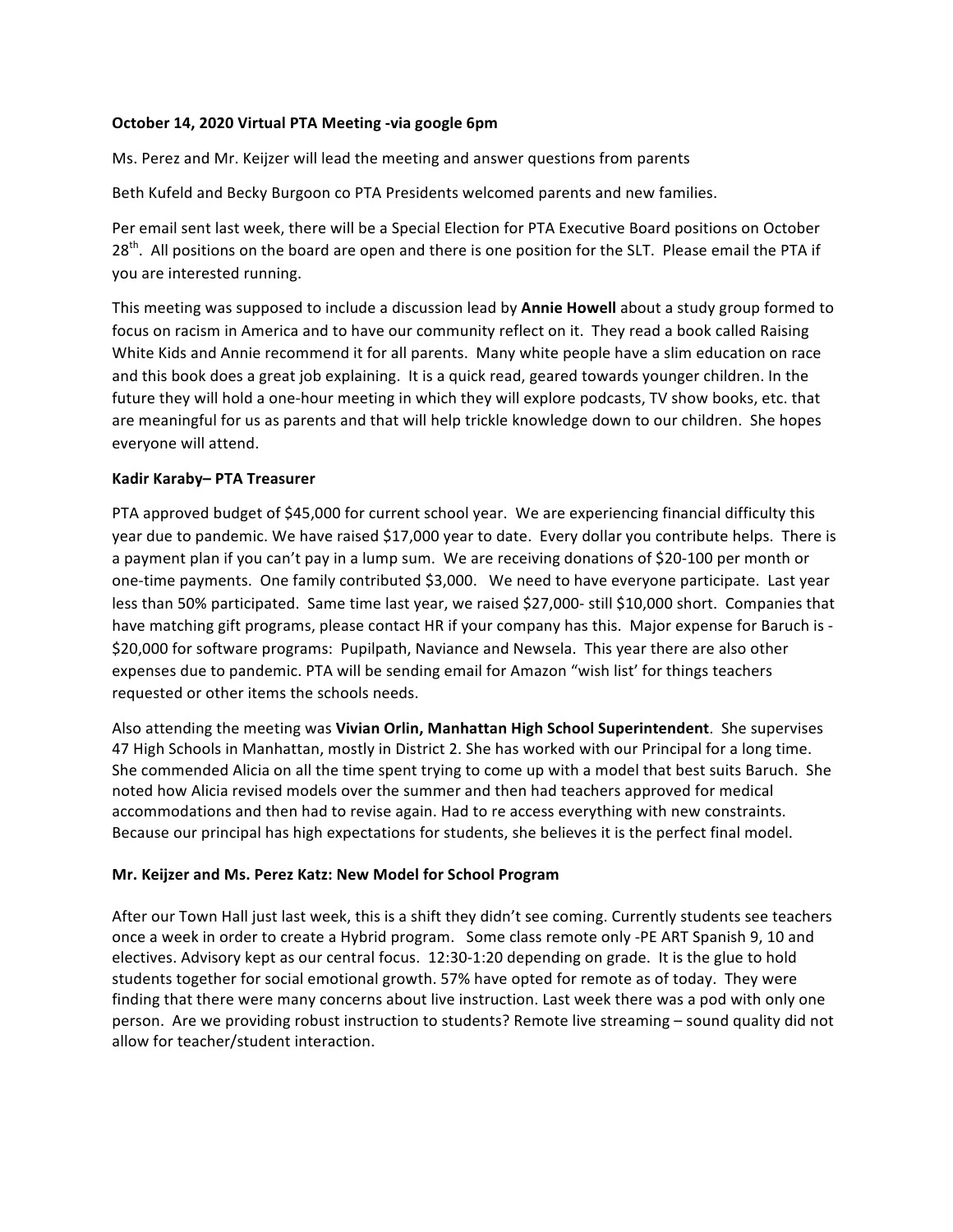**October 14, 2020 Virtual PTA Meeting -via google 6pm**

Ms. Perez and Mr. Keijzer will lead the meeting and answer questions from parents

Beth Kufeld and Becky Burgoon co PTA Presidents welcomed parents and new families.

Per email sent last week, there will be a Special Election for PTA Executive Board positions on October 28th. All positions on the board are open and there is one position for the SLT. Please email the PTA if you are interested running.

This meeting was supposed to include a discussion lead by **Annie Howell** about a study group formed to focus on racism in America and to have our community reflect on it. They read a book called Raising White Kids and Annie recommend it for all parents. Many white people have a slim education on race and this book does a great job explaining. It is a quick read, geared towards younger children. In the future they will hold a one-hour meeting in which they will explore podcasts, TV show books, etc. that are meaningful for us as parents and that will help trickle knowledge down to our children. She hopes everyone will attend.

**Kadir Karaby– PTA Treasurer**

PTA approved budget of $45,000 for current school year. We are experiencing financial difficulty this year due to pandemic. We have raised $17,000 year to date. Every dollar you contribute helps. There is a payment plan if you can't pay in a lump sum. We are receiving donations of $20-100 per month or one-time payments. One family contributed $3,000. We need to have everyone participate. Last year less than 50% participated. Same time last year, we raised $27,000- still $10,000 short. Companies that have matching gift programs, please contact HR if your company has this. Major expense for Baruch is -$20,000 for software programs: Pupilpath, Naviance and Newsela. This year there are also other expenses due to pandemic. PTA will be sending email for Amazon "wish list' for things teachers requested or other items the schools needs.

Also attending the meeting was **Vivian Orlin, Manhattan High School Superintendent**. She supervises 47 High Schools in Manhattan, mostly in District 2. She has worked with our Principal for a long time. She commended Alicia on all the time spent trying to come up with a model that best suits Baruch. She noted how Alicia revised models over the summer and then had teachers approved for medical accommodations and then had to revise again. Had to re access everything with new constraints. Because our principal has high expectations for students, she believes it is the perfect final model.

**Mr. Keijzer and Ms. Perez Katz: New Model for School Program**

After our Town Hall just last week, this is a shift they didn't see coming. Currently students see teachers once a week in order to create a Hybrid program. Some class remote only -PE ART Spanish 9, 10 and electives. Advisory kept as our central focus. 12:30-1:20 depending on grade. It is the glue to hold students together for social emotional growth. 57% have opted for remote as of today. They were finding that there were many concerns about live instruction. Last week there was a pod with only one person. Are we providing robust instruction to students? Remote live streaming – sound quality did not allow for teacher/student interaction.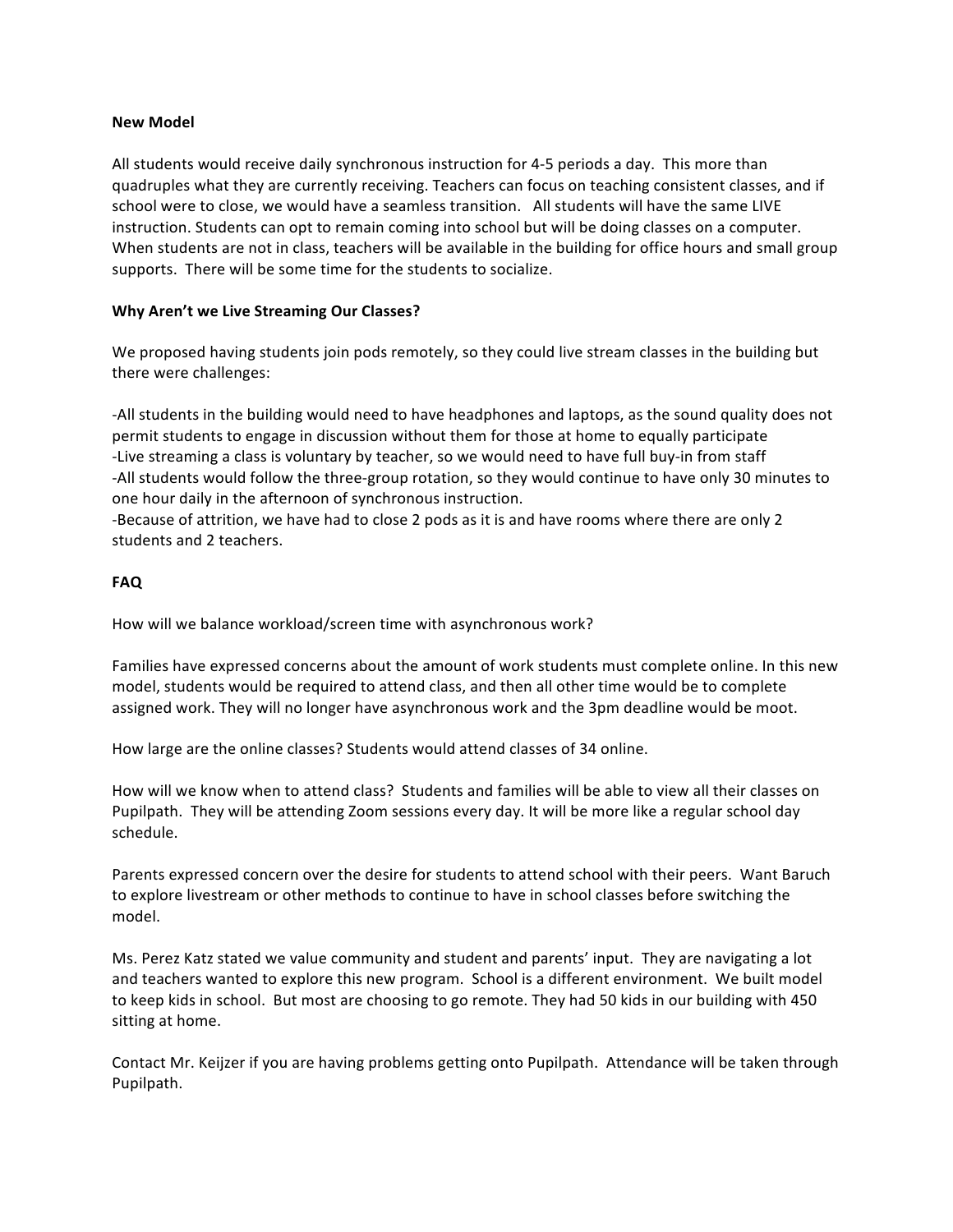**New Model**

All students would receive daily synchronous instruction for 4-5 periods a day. This more than quadruples what they are currently receiving. Teachers can focus on teaching consistent classes, and if school were to close, we would have a seamless transition. All students will have the same LIVE instruction. Students can opt to remain coming into school but will be doing classes on a computer. When students are not in class, teachers will be available in the building for office hours and small group supports. There will be some time for the students to socialize.

**Why Aren't we Live Streaming Our Classes?**

We proposed having students join pods remotely, so they could live stream classes in the building but there were challenges:

-All students in the building would need to have headphones and laptops, as the sound quality does not permit students to engage in discussion without them for those at home to equally participate
-Live streaming a class is voluntary by teacher, so we would need to have full buy-in from staff
-All students would follow the three-group rotation, so they would continue to have only 30 minutes to one hour daily in the afternoon of synchronous instruction.
-Because of attrition, we have had to close 2 pods as it is and have rooms where there are only 2 students and 2 teachers.

**FAQ**

How will we balance workload/screen time with asynchronous work?

Families have expressed concerns about the amount of work students must complete online. In this new model, students would be required to attend class, and then all other time would be to complete assigned work. They will no longer have asynchronous work and the 3pm deadline would be moot.

How large are the online classes? Students would attend classes of 34 online.

How will we know when to attend class? Students and families will be able to view all their classes on Pupilpath. They will be attending Zoom sessions every day. It will be more like a regular school day schedule.

Parents expressed concern over the desire for students to attend school with their peers. Want Baruch to explore livestream or other methods to continue to have in school classes before switching the model.

Ms. Perez Katz stated we value community and student and parents' input. They are navigating a lot and teachers wanted to explore this new program. School is a different environment. We built model to keep kids in school. But most are choosing to go remote. They had 50 kids in our building with 450 sitting at home.

Contact Mr. Keijzer if you are having problems getting onto Pupilpath. Attendance will be taken through Pupilpath.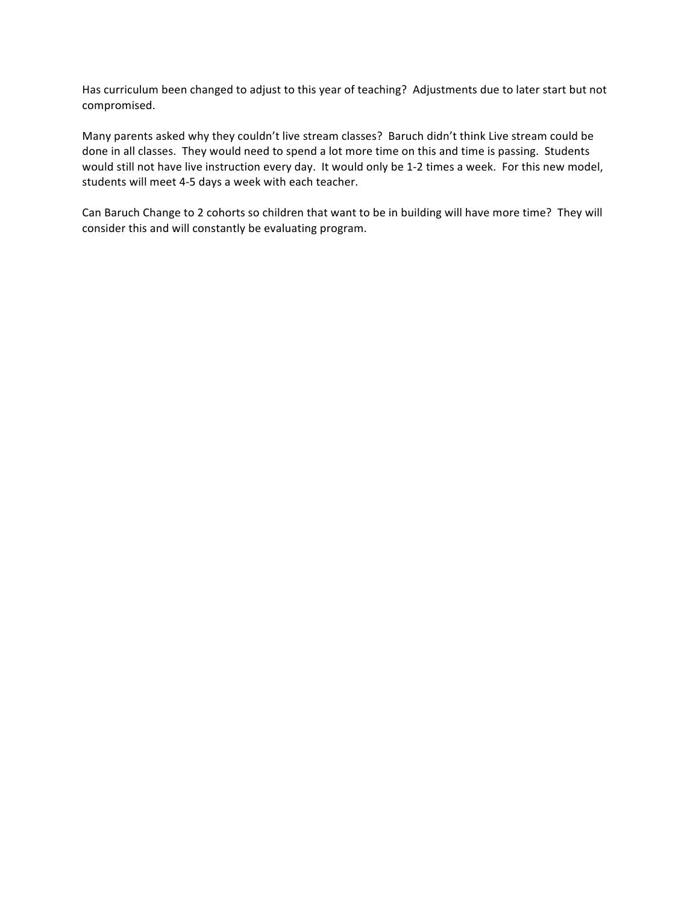Has curriculum been changed to adjust to this year of teaching? Adjustments due to later start but not compromised.

Many parents asked why they couldn't live stream classes? Baruch didn't think Live stream could be done in all classes. They would need to spend a lot more time on this and time is passing. Students would still not have live instruction every day. It would only be 1-2 times a week. For this new model, students will meet 4-5 days a week with each teacher.

Can Baruch Change to 2 cohorts so children that want to be in building will have more time? They will consider this and will constantly be evaluating program.